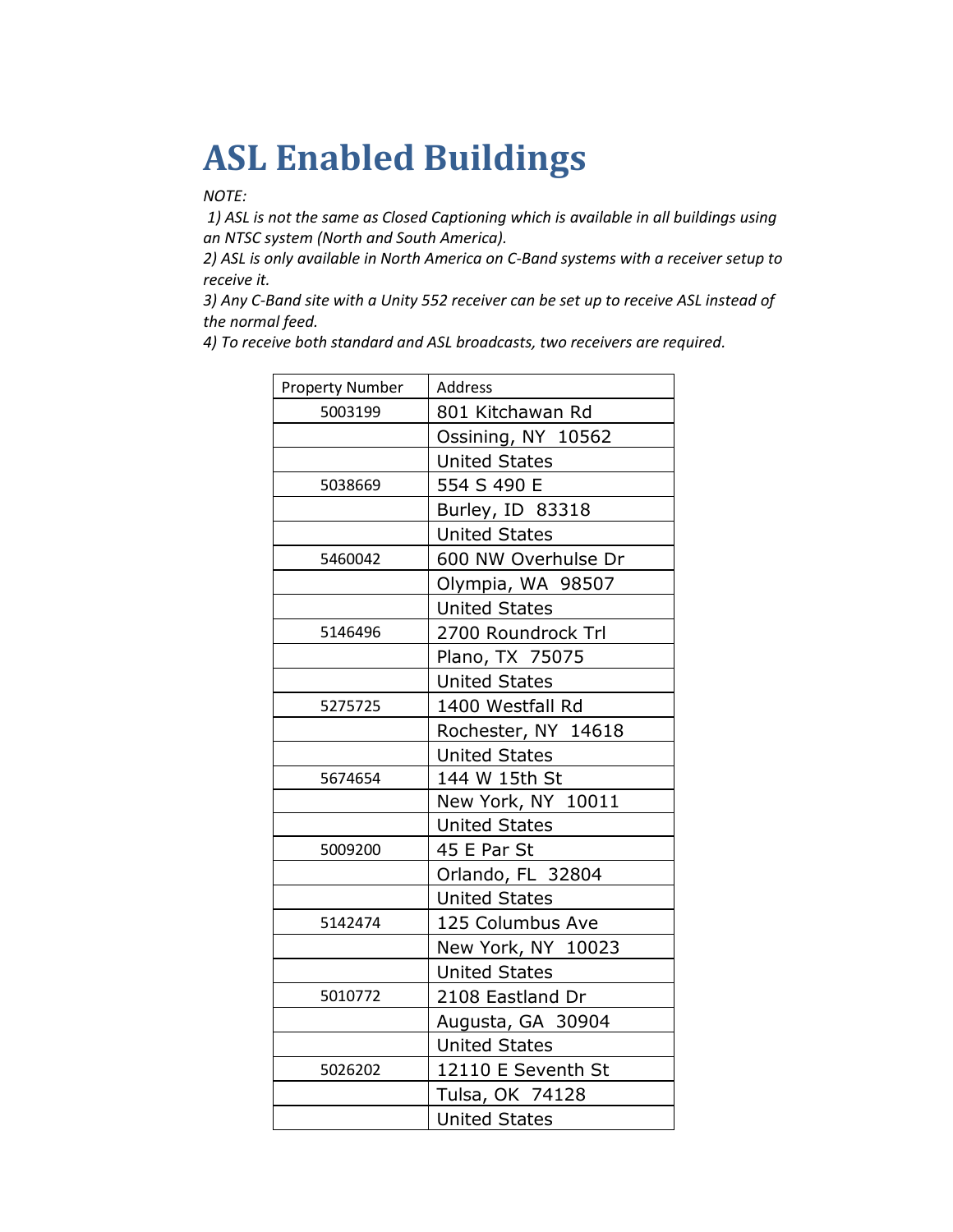# ASL Enabled Buildings

*NOTE:*

*1) ASL is not the same as Closed Captioning which is available in all buildings using an NTSC system (North and South America).*

*2) ASL is only available in North America on C-Band systems with a receiver setup to receive it.*

*3) Any C-Band site with a Unity 552 receiver can be set up to receive ASL instead of the normal feed.*

*4) To receive both standard and ASL broadcasts, two receivers are required.*

| Property Number | Address |
|---|---|
| 5003199 | 801 Kitchawan Rd |
| | Ossining, NY 10562 |
| | United States |
| 5038669 | 554 S 490 E |
| | Burley, ID 83318 |
| | United States |
| 5460042 | 600 NW Overhulse Dr |
| | Olympia, WA 98507 |
| | United States |
| 5146496 | 2700 Roundrock Trl |
| | Plano, TX 75075 |
| | United States |
| 5275725 | 1400 Westfall Rd |
| | Rochester, NY 14618 |
| | United States |
| 5674654 | 144 W 15th St |
| | New York, NY 10011 |
| | United States |
| 5009200 | 45 E Par St |
| | Orlando, FL 32804 |
| | United States |
| 5142474 | 125 Columbus Ave |
| | New York, NY 10023 |
| | United States |
| 5010772 | 2108 Eastland Dr |
| | Augusta, GA 30904 |
| | United States |
| 5026202 | 12110 E Seventh St |
| | Tulsa, OK 74128 |
| | United States |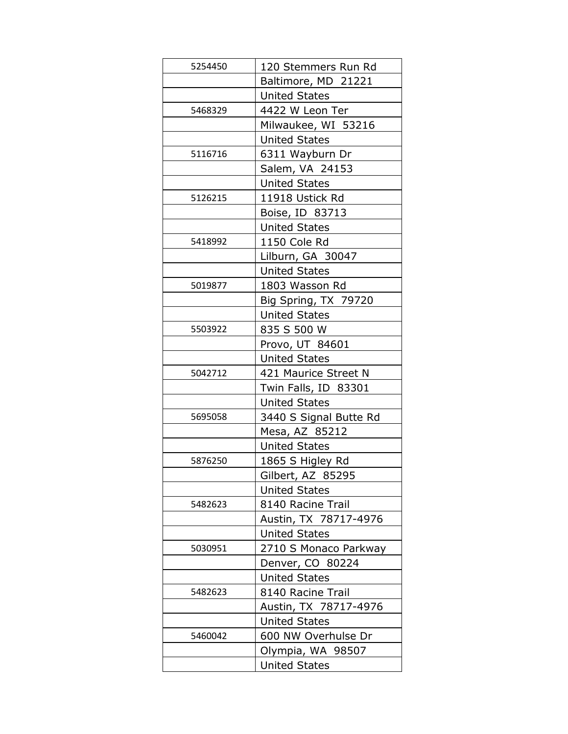| | |
|---|---|
| 5254450 | 120 Stemmers Run Rd |
| | Baltimore, MD 21221 |
| | United States |
| 5468329 | 4422 W Leon Ter |
| | Milwaukee, WI 53216 |
| | United States |
| 5116716 | 6311 Wayburn Dr |
| | Salem, VA 24153 |
| | United States |
| 5126215 | 11918 Ustick Rd |
| | Boise, ID 83713 |
| | United States |
| 5418992 | 1150 Cole Rd |
| | Lilburn, GA 30047 |
| | United States |
| 5019877 | 1803 Wasson Rd |
| | Big Spring, TX 79720 |
| | United States |
| 5503922 | 835 S 500 W |
| | Provo, UT 84601 |
| | United States |
| 5042712 | 421 Maurice Street N |
| | Twin Falls, ID 83301 |
| | United States |
| 5695058 | 3440 S Signal Butte Rd |
| | Mesa, AZ 85212 |
| | United States |
| 5876250 | 1865 S Higley Rd |
| | Gilbert, AZ 85295 |
| | United States |
| 5482623 | 8140 Racine Trail |
| | Austin, TX 78717-4976 |
| | United States |
| 5030951 | 2710 S Monaco Parkway |
| | Denver, CO 80224 |
| | United States |
| 5482623 | 8140 Racine Trail |
| | Austin, TX 78717-4976 |
| | United States |
| 5460042 | 600 NW Overhulse Dr |
| | Olympia, WA 98507 |
| | United States |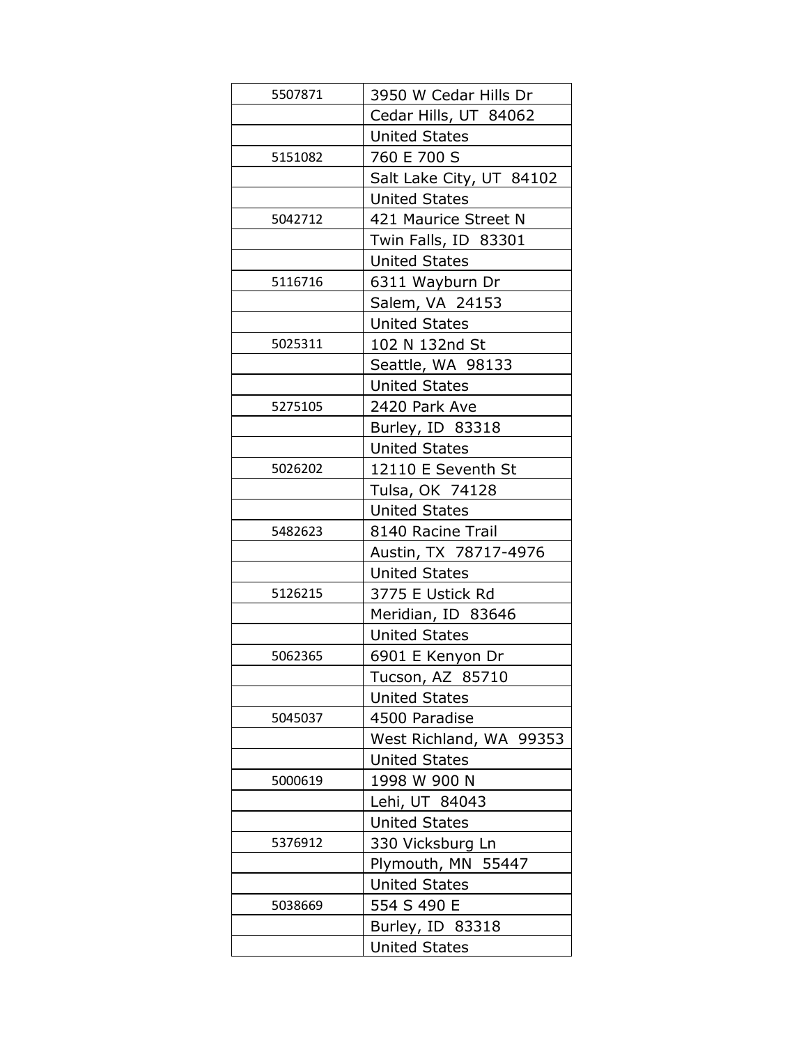| | |
|---|---|
| 5507871 | 3950 W Cedar Hills Dr |
| | Cedar Hills, UT  84062 |
| | United States |
| 5151082 | 760 E 700 S |
| | Salt Lake City, UT  84102 |
| | United States |
| 5042712 | 421 Maurice Street N |
| | Twin Falls, ID  83301 |
| | United States |
| 5116716 | 6311 Wayburn Dr |
| | Salem, VA  24153 |
| | United States |
| 5025311 | 102 N 132nd St |
| | Seattle, WA  98133 |
| | United States |
| 5275105 | 2420 Park Ave |
| | Burley, ID  83318 |
| | United States |
| 5026202 | 12110 E Seventh St |
| | Tulsa, OK  74128 |
| | United States |
| 5482623 | 8140 Racine Trail |
| | Austin, TX  78717-4976 |
| | United States |
| 5126215 | 3775 E Ustick Rd |
| | Meridian, ID  83646 |
| | United States |
| 5062365 | 6901 E Kenyon Dr |
| | Tucson, AZ  85710 |
| | United States |
| 5045037 | 4500 Paradise |
| | West Richland, WA  99353 |
| | United States |
| 5000619 | 1998 W 900 N |
| | Lehi, UT  84043 |
| | United States |
| 5376912 | 330 Vicksburg Ln |
| | Plymouth, MN  55447 |
| | United States |
| 5038669 | 554 S 490 E |
| | Burley, ID  83318 |
| | United States |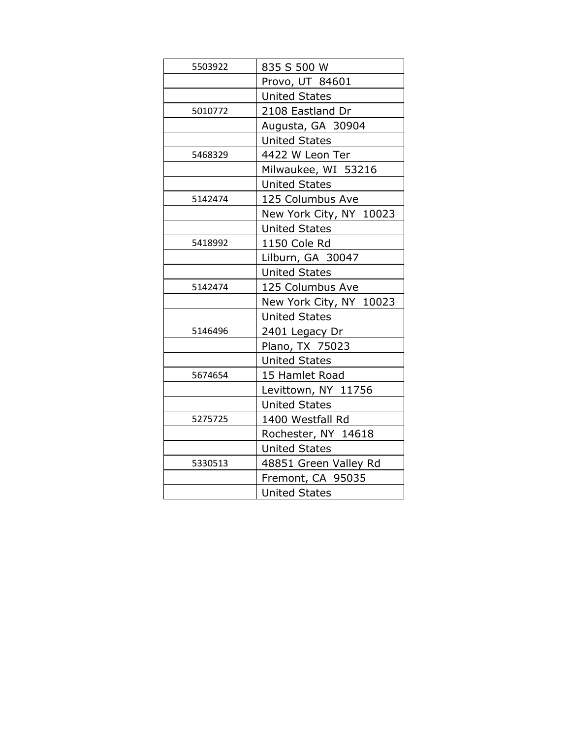| | |
|---|---|
| 5503922 | 835 S 500 W |
| | Provo, UT  84601 |
| | United States |
| 5010772 | 2108 Eastland Dr |
| | Augusta, GA  30904 |
| | United States |
| 5468329 | 4422 W Leon Ter |
| | Milwaukee, WI  53216 |
| | United States |
| 5142474 | 125 Columbus Ave |
| | New York City, NY  10023 |
| | United States |
| 5418992 | 1150 Cole Rd |
| | Lilburn, GA  30047 |
| | United States |
| 5142474 | 125 Columbus Ave |
| | New York City, NY  10023 |
| | United States |
| 5146496 | 2401 Legacy Dr |
| | Plano, TX  75023 |
| | United States |
| 5674654 | 15 Hamlet Road |
| | Levittown, NY  11756 |
| | United States |
| 5275725 | 1400 Westfall Rd |
| | Rochester, NY  14618 |
| | United States |
| 5330513 | 48851 Green Valley Rd |
| | Fremont, CA  95035 |
| | United States |